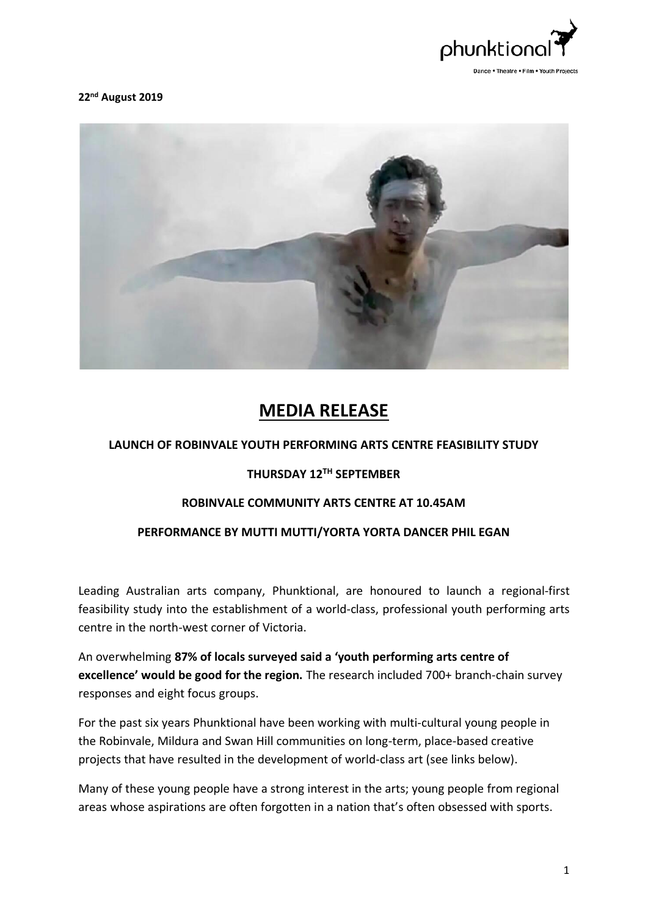**22[nd] August 2019**

# MEDIA RELEASE

**LAUNCH OF ROBINVALE YOUTH PERFORMING ARTS CENTRE FEASIBILITY STUDY**

**THURSDAY 12[TH] SEPTEMBER**

**ROBINVALE COMMUNITY ARTS CENTRE AT 10.45AM**

**PERFORMANCE BY MUTTI MUTTI/YORTA YORTA DANCER PHIL EGAN**

Leading Australian arts company, Phunktional, are honoured to launch a regional-first feasibility study into the establishment of a world-class, professional youth performing arts centre in the north-west corner of Victoria.

An overwhelming **87% of locals surveyed said a 'youth performing arts centre of excellence' would be good for the region.** The research included 700+ branch-chain survey responses and eight focus groups.

For the past six years Phunktional have been working with multi-cultural young people in the Robinvale, Mildura and Swan Hill communities on long-term, place-based creative projects that have resulted in the development of world-class art (see links below).

Many of these young people have a strong interest in the arts; young people from regional areas whose aspirations are often forgotten in a nation that's often obsessed with sports.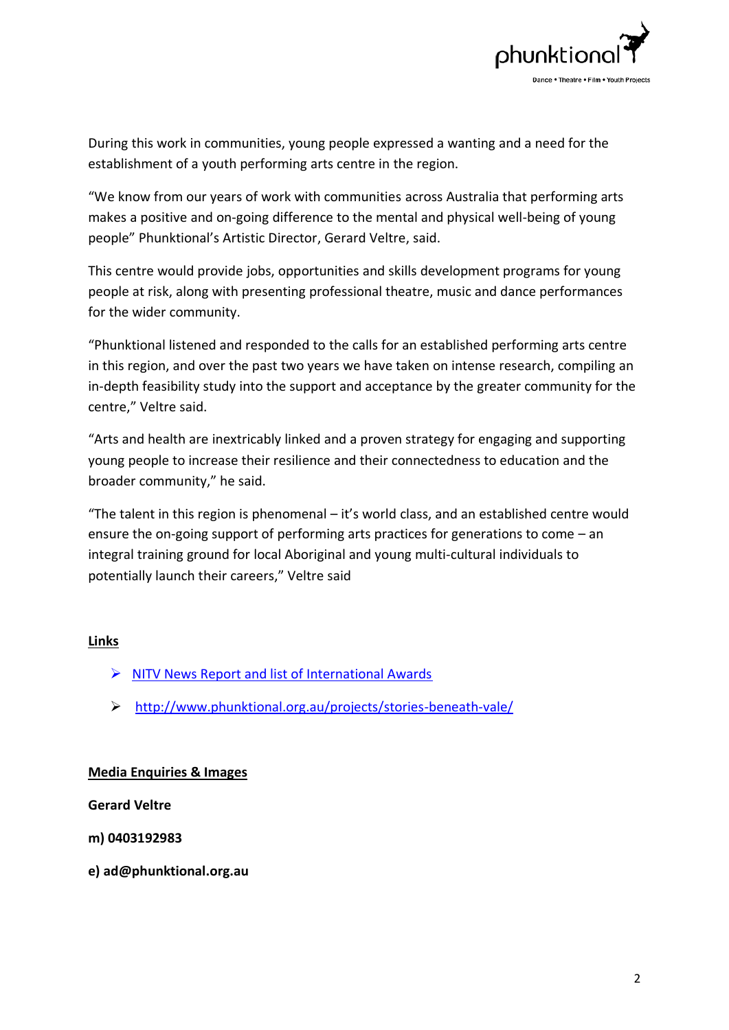During this work in communities, young people expressed a wanting and a need for the establishment of a youth performing arts centre in the region.

"We know from our years of work with communities across Australia that performing arts makes a positive and on-going difference to the mental and physical well-being of young people" Phunktional's Artistic Director, Gerard Veltre, said.

This centre would provide jobs, opportunities and skills development programs for young people at risk, along with presenting professional theatre, music and dance performances for the wider community.

"Phunktional listened and responded to the calls for an established performing arts centre in this region, and over the past two years we have taken on intense research, compiling an in-depth feasibility study into the support and acceptance by the greater community for the centre," Veltre said.

"Arts and health are inextricably linked and a proven strategy for engaging and supporting young people to increase their resilience and their connectedness to education and the broader community," he said.

"The talent in this region is phenomenal – it's world class, and an established centre would ensure the on-going support of performing arts practices for generations to come – an integral training ground for local Aboriginal and young multi-cultural individuals to potentially launch their careers," Veltre said

**Links**

- NITV News Report and list of International Awards
- http://www.phunktional.org.au/projects/stories-beneath-vale/

**Media Enquiries & Images**

**Gerard Veltre**

**m) 0403192983**

**e) ad@phunktional.org.au**